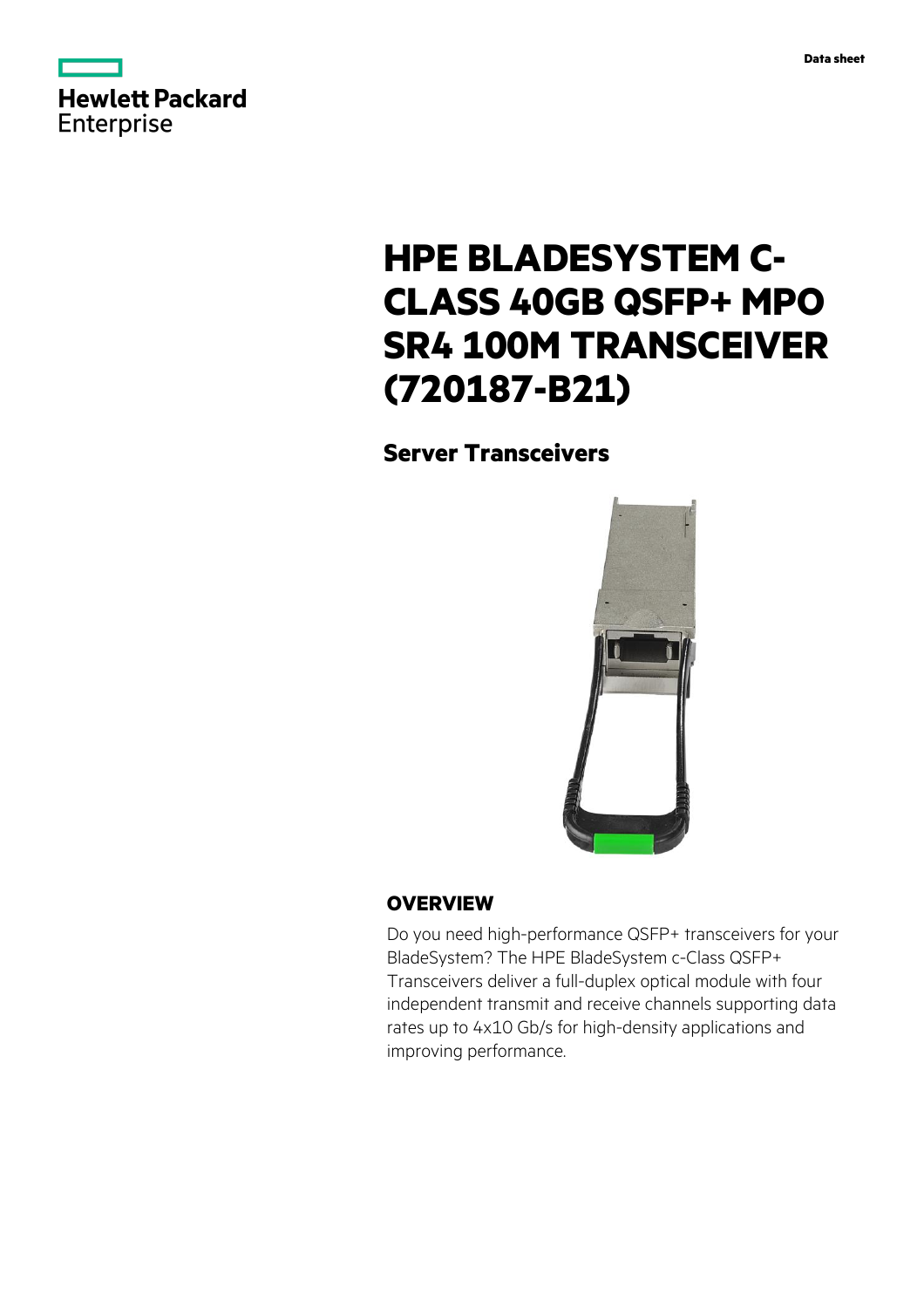Data sheet

# HPE BLADESYSTEM C-CLASS 40GB QSFP+ MPO SR4 100M TRANSCEIVER (720187-B21)

## Server Transceivers

## OVERVIEW

Do you need high-performance QSFP+ transceivers for your BladeSystem? The HPE BladeSystem c-Class QSFP+ Transceivers deliver a full-duplex optical module with four independent transmit and receive channels supporting data rates up to 4x10 Gb/s for high-density applications and improving performance.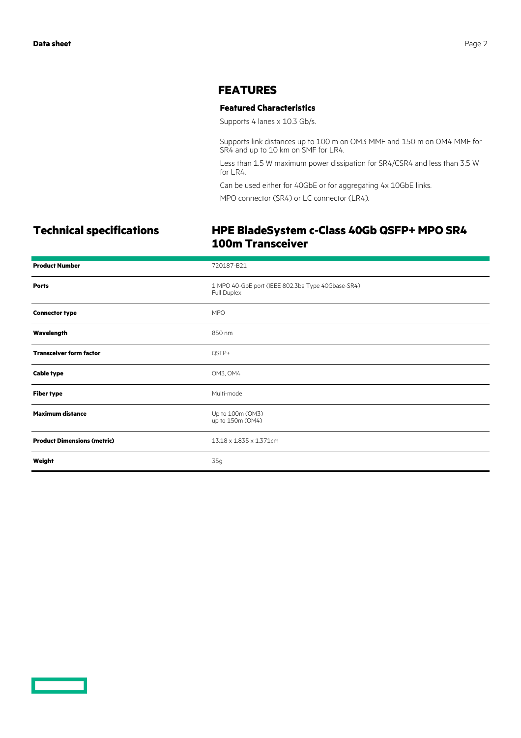## FEATURES

### Featured Characteristics

Supports 4 lanes x 10.3 Gb/s.

Supports link distances up to 100 m on OM3 MMF and 150 m on OM4 MMF for SR4 and up to 10 km on SMF for LR4.

Less than 1.5 W maximum power dissipation for SR4/CSR4 and less than 3.5 W for LR4.

Can be used either for 40GbE or for aggregating 4x 10GbE links.

MPO connector (SR4) or LC connector (LR4).

## Technical specifications

### HPE BladeSystem c-Class 40Gb QSFP+ MPO SR4 100m Transceiver

| | |
|---|---|
| **Product Number** | 720187-B21 |
| **Ports** | 1 MPO 40-GbE port (IEEE 802.3ba Type 40Gbase-SR4) Full Duplex |
| **Connector type** | MPO |
| **Wavelength** | 850 nm |
| **Transceiver form factor** | QSFP+ |
| **Cable type** | OM3, OM4 |
| **Fiber type** | Multi-mode |
| **Maximum distance** | Up to 100m (OM3) up to 150m (OM4) |
| **Product Dimensions (metric)** | 13.18 x 1.835 x 1.371cm |
| **Weight** | 35g |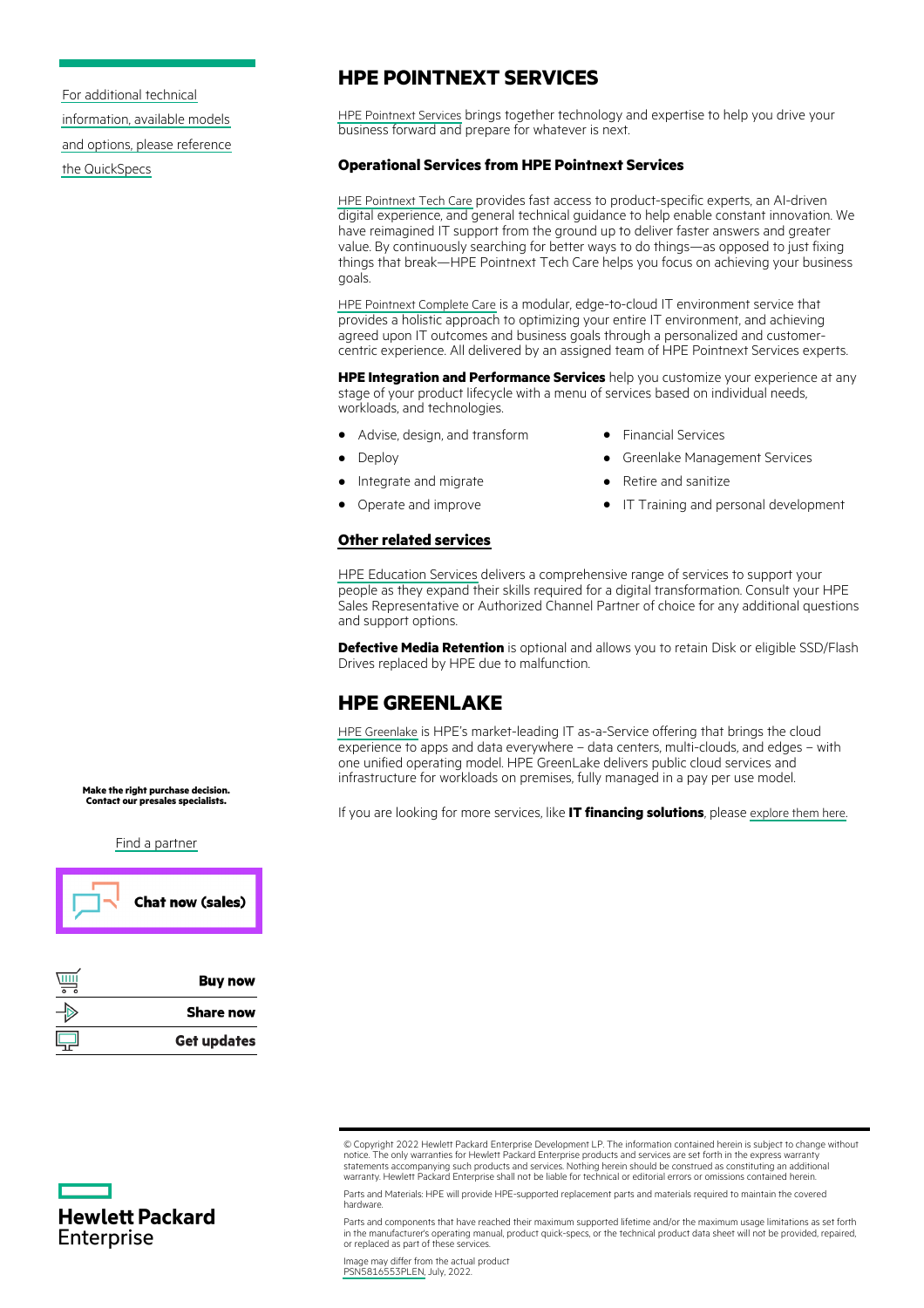For additional technical information, available models and options, please reference the QuickSpecs

## HPE POINTNEXT SERVICES

HPE Pointnext Services brings together technology and expertise to help you drive your business forward and prepare for whatever is next.

### Operational Services from HPE Pointnext Services

HPE Pointnext Tech Care provides fast access to product-specific experts, an AI-driven digital experience, and general technical guidance to help enable constant innovation. We have reimagined IT support from the ground up to deliver faster answers and greater value. By continuously searching for better ways to do things—as opposed to just fixing things that break—HPE Pointnext Tech Care helps you focus on achieving your business goals.

HPE Pointnext Complete Care is a modular, edge-to-cloud IT environment service that provides a holistic approach to optimizing your entire IT environment, and achieving agreed upon IT outcomes and business goals through a personalized and customer-centric experience. All delivered by an assigned team of HPE Pointnext Services experts.

**HPE Integration and Performance Services** help you customize your experience at any stage of your product lifecycle with a menu of services based on individual needs, workloads, and technologies.

- Advise, design, and transform
- Deploy
- Integrate and migrate
- Operate and improve
- Financial Services
- Greenlake Management Services
- Retire and sanitize
- IT Training and personal development

### Other related services

HPE Education Services delivers a comprehensive range of services to support your people as they expand their skills required for a digital transformation. Consult your HPE Sales Representative or Authorized Channel Partner of choice for any additional questions and support options.

**Defective Media Retention** is optional and allows you to retain Disk or eligible SSD/Flash Drives replaced by HPE due to malfunction.

## HPE GREENLAKE

HPE Greenlake is HPE's market-leading IT as-a-Service offering that brings the cloud experience to apps and data everywhere – data centers, multi-clouds, and edges – with one unified operating model. HPE GreenLake delivers public cloud services and infrastructure for workloads on premises, fully managed in a pay per use model.

If you are looking for more services, like **IT financing solutions**, please explore them here.

**Make the right purchase decision. Contact our presales specialists.**

Find a partner

**Chat now (sales)**

**Buy now**

**Share now**

**Get updates**

Hewlett Packard Enterprise

© Copyright 2022 Hewlett Packard Enterprise Development LP. The information contained herein is subject to change without notice. The only warranties for Hewlett Packard Enterprise products and services are set forth in the express warranty statements accompanying such products and services. Nothing herein should be construed as constituting an additional warranty. Hewlett Packard Enterprise shall not be liable for technical or editorial errors or omissions contained herein.

Parts and Materials: HPE will provide HPE-supported replacement parts and materials required to maintain the covered hardware.

Parts and components that have reached their maximum supported lifetime and/or the maximum usage limitations as set forth in the manufacturer's operating manual, product quick-specs, or the technical product data sheet will not be provided, repaired, or replaced as part of these services.

Image may differ from the actual product
PSN5816553PLEN, July, 2022.